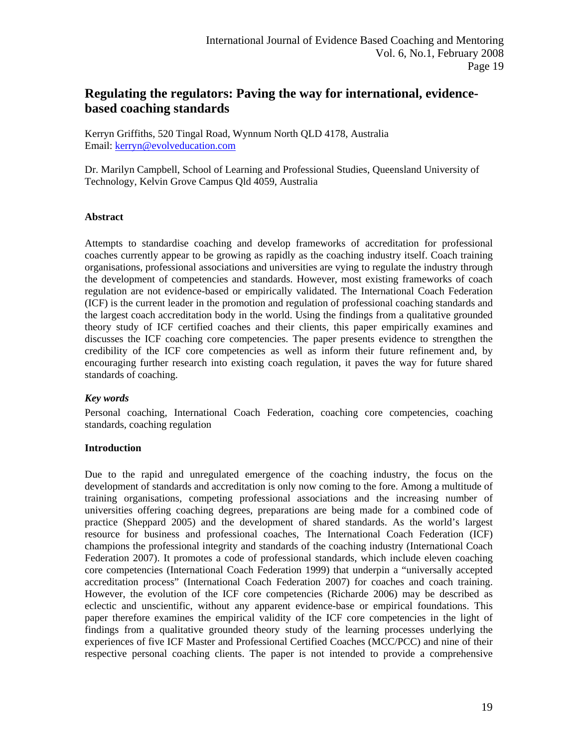# Regulating the regulators: Paving the way for international, evidence-based coaching standards

Kerryn Griffiths, 520 Tingal Road, Wynnum North QLD 4178, Australia
Email: kerryn@evolveducation.com

Dr. Marilyn Campbell, School of Learning and Professional Studies, Queensland University of Technology, Kelvin Grove Campus Qld 4059, Australia

### Abstract

Attempts to standardise coaching and develop frameworks of accreditation for professional coaches currently appear to be growing as rapidly as the coaching industry itself. Coach training organisations, professional associations and universities are vying to regulate the industry through the development of competencies and standards. However, most existing frameworks of coach regulation are not evidence-based or empirically validated. The International Coach Federation (ICF) is the current leader in the promotion and regulation of professional coaching standards and the largest coach accreditation body in the world. Using the findings from a qualitative grounded theory study of ICF certified coaches and their clients, this paper empirically examines and discusses the ICF coaching core competencies. The paper presents evidence to strengthen the credibility of the ICF core competencies as well as inform their future refinement and, by encouraging further research into existing coach regulation, it paves the way for future shared standards of coaching.

#### *Key words*

Personal coaching, International Coach Federation, coaching core competencies, coaching standards, coaching regulation

### Introduction

Due to the rapid and unregulated emergence of the coaching industry, the focus on the development of standards and accreditation is only now coming to the fore. Among a multitude of training organisations, competing professional associations and the increasing number of universities offering coaching degrees, preparations are being made for a combined code of practice (Sheppard 2005) and the development of shared standards. As the world's largest resource for business and professional coaches, The International Coach Federation (ICF) champions the professional integrity and standards of the coaching industry (International Coach Federation 2007). It promotes a code of professional standards, which include eleven coaching core competencies (International Coach Federation 1999) that underpin a "universally accepted accreditation process" (International Coach Federation 2007) for coaches and coach training. However, the evolution of the ICF core competencies (Richarde 2006) may be described as eclectic and unscientific, without any apparent evidence-base or empirical foundations. This paper therefore examines the empirical validity of the ICF core competencies in the light of findings from a qualitative grounded theory study of the learning processes underlying the experiences of five ICF Master and Professional Certified Coaches (MCC/PCC) and nine of their respective personal coaching clients. The paper is not intended to provide a comprehensive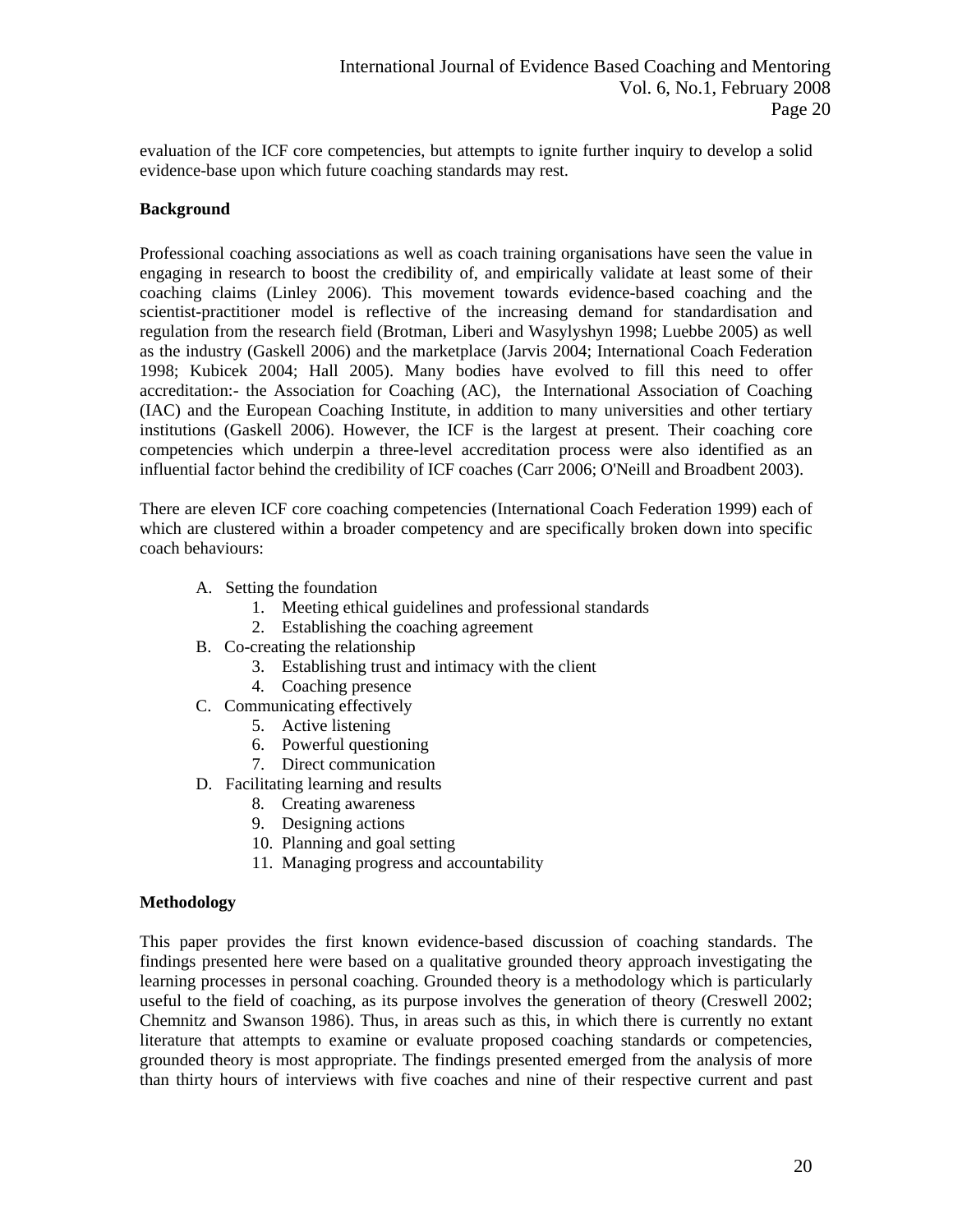evaluation of the ICF core competencies, but attempts to ignite further inquiry to develop a solid evidence-base upon which future coaching standards may rest.

**Background**

Professional coaching associations as well as coach training organisations have seen the value in engaging in research to boost the credibility of, and empirically validate at least some of their coaching claims (Linley 2006). This movement towards evidence-based coaching and the scientist-practitioner model is reflective of the increasing demand for standardisation and regulation from the research field (Brotman, Liberi and Wasylyshyn 1998; Luebbe 2005) as well as the industry (Gaskell 2006) and the marketplace (Jarvis 2004; International Coach Federation 1998; Kubicek 2004; Hall 2005). Many bodies have evolved to fill this need to offer accreditation:- the Association for Coaching (AC), the International Association of Coaching (IAC) and the European Coaching Institute, in addition to many universities and other tertiary institutions (Gaskell 2006). However, the ICF is the largest at present. Their coaching core competencies which underpin a three-level accreditation process were also identified as an influential factor behind the credibility of ICF coaches (Carr 2006; O'Neill and Broadbent 2003).

There are eleven ICF core coaching competencies (International Coach Federation 1999) each of which are clustered within a broader competency and are specifically broken down into specific coach behaviours:

A. Setting the foundation
   1. Meeting ethical guidelines and professional standards
   2. Establishing the coaching agreement
B. Co-creating the relationship
   3. Establishing trust and intimacy with the client
   4. Coaching presence
C. Communicating effectively
   5. Active listening
   6. Powerful questioning
   7. Direct communication
D. Facilitating learning and results
   8. Creating awareness
   9. Designing actions
   10. Planning and goal setting
   11. Managing progress and accountability

**Methodology**

This paper provides the first known evidence-based discussion of coaching standards. The findings presented here were based on a qualitative grounded theory approach investigating the learning processes in personal coaching. Grounded theory is a methodology which is particularly useful to the field of coaching, as its purpose involves the generation of theory (Creswell 2002; Chemnitz and Swanson 1986). Thus, in areas such as this, in which there is currently no extant literature that attempts to examine or evaluate proposed coaching standards or competencies, grounded theory is most appropriate. The findings presented emerged from the analysis of more than thirty hours of interviews with five coaches and nine of their respective current and past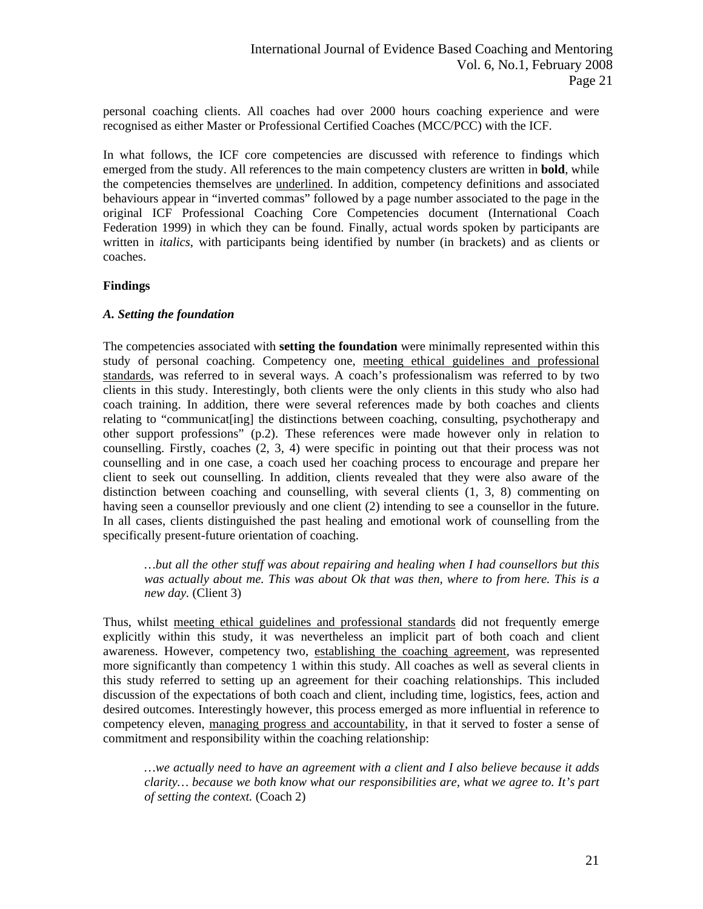personal coaching clients. All coaches had over 2000 hours coaching experience and were recognised as either Master or Professional Certified Coaches (MCC/PCC) with the ICF.

In what follows, the ICF core competencies are discussed with reference to findings which emerged from the study. All references to the main competency clusters are written in **bold**, while the competencies themselves are <u>underlined</u>. In addition, competency definitions and associated behaviours appear in "inverted commas" followed by a page number associated to the page in the original ICF Professional Coaching Core Competencies document (International Coach Federation 1999) in which they can be found. Finally, actual words spoken by participants are written in *italics*, with participants being identified by number (in brackets) and as clients or coaches.

## Findings

### *A. Setting the foundation*

The competencies associated with **setting the foundation** were minimally represented within this study of personal coaching. Competency one, <u>meeting ethical guidelines and professional standards</u>, was referred to in several ways. A coach's professionalism was referred to by two clients in this study. Interestingly, both clients were the only clients in this study who also had coach training. In addition, there were several references made by both coaches and clients relating to "communicat[ing] the distinctions between coaching, consulting, psychotherapy and other support professions" (p.2). These references were made however only in relation to counselling. Firstly, coaches (2, 3, 4) were specific in pointing out that their process was not counselling and in one case, a coach used her coaching process to encourage and prepare her client to seek out counselling. In addition, clients revealed that they were also aware of the distinction between coaching and counselling, with several clients (1, 3, 8) commenting on having seen a counsellor previously and one client (2) intending to see a counsellor in the future. In all cases, clients distinguished the past healing and emotional work of counselling from the specifically present-future orientation of coaching.

> *…but all the other stuff was about repairing and healing when I had counsellors but this was actually about me. This was about Ok that was then, where to from here. This is a new day.* (Client 3)

Thus, whilst <u>meeting ethical guidelines and professional standards</u> did not frequently emerge explicitly within this study, it was nevertheless an implicit part of both coach and client awareness. However, competency two, <u>establishing the coaching agreement</u>, was represented more significantly than competency 1 within this study. All coaches as well as several clients in this study referred to setting up an agreement for their coaching relationships. This included discussion of the expectations of both coach and client, including time, logistics, fees, action and desired outcomes. Interestingly however, this process emerged as more influential in reference to competency eleven, <u>managing progress and accountability</u>, in that it served to foster a sense of commitment and responsibility within the coaching relationship:

> *…we actually need to have an agreement with a client and I also believe because it adds clarity… because we both know what our responsibilities are, what we agree to. It's part of setting the context.* (Coach 2)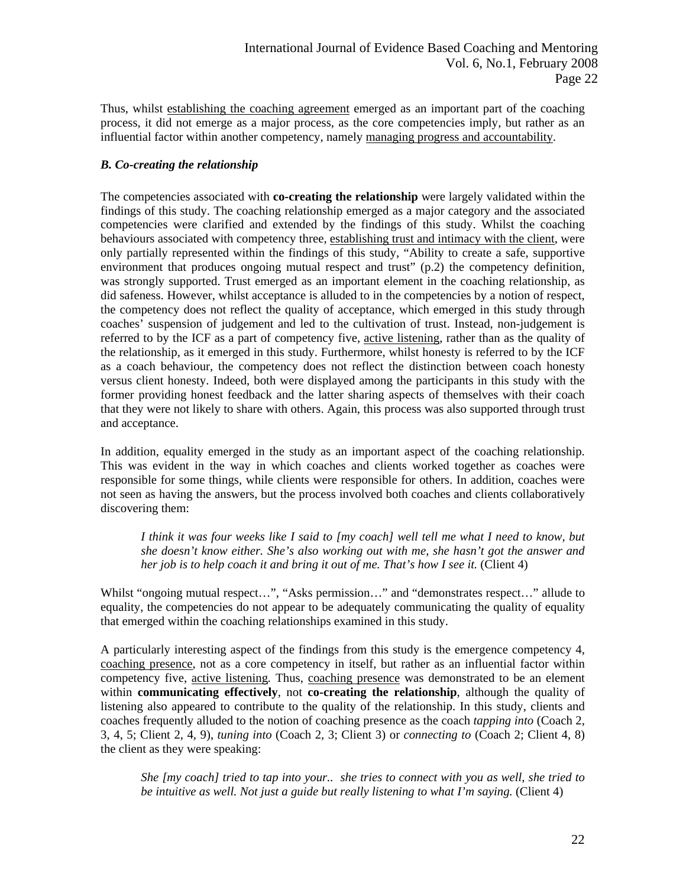Thus, whilst establishing the coaching agreement emerged as an important part of the coaching process, it did not emerge as a major process, as the core competencies imply, but rather as an influential factor within another competency, namely managing progress and accountability.

### *B. Co-creating the relationship*

The competencies associated with **co-creating the relationship** were largely validated within the findings of this study. The coaching relationship emerged as a major category and the associated competencies were clarified and extended by the findings of this study. Whilst the coaching behaviours associated with competency three, establishing trust and intimacy with the client, were only partially represented within the findings of this study, "Ability to create a safe, supportive environment that produces ongoing mutual respect and trust" (p.2) the competency definition, was strongly supported. Trust emerged as an important element in the coaching relationship, as did safeness. However, whilst acceptance is alluded to in the competencies by a notion of respect, the competency does not reflect the quality of acceptance, which emerged in this study through coaches' suspension of judgement and led to the cultivation of trust. Instead, non-judgement is referred to by the ICF as a part of competency five, active listening, rather than as the quality of the relationship, as it emerged in this study. Furthermore, whilst honesty is referred to by the ICF as a coach behaviour, the competency does not reflect the distinction between coach honesty versus client honesty. Indeed, both were displayed among the participants in this study with the former providing honest feedback and the latter sharing aspects of themselves with their coach that they were not likely to share with others. Again, this process was also supported through trust and acceptance.

In addition, equality emerged in the study as an important aspect of the coaching relationship. This was evident in the way in which coaches and clients worked together as coaches were responsible for some things, while clients were responsible for others. In addition, coaches were not seen as having the answers, but the process involved both coaches and clients collaboratively discovering them:

> *I think it was four weeks like I said to [my coach] well tell me what I need to know, but she doesn't know either. She's also working out with me, she hasn't got the answer and her job is to help coach it and bring it out of me. That's how I see it.* (Client 4)

Whilst "ongoing mutual respect…", "Asks permission…" and "demonstrates respect…" allude to equality, the competencies do not appear to be adequately communicating the quality of equality that emerged within the coaching relationships examined in this study.

A particularly interesting aspect of the findings from this study is the emergence competency 4, coaching presence, not as a core competency in itself, but rather as an influential factor within competency five, active listening. Thus, coaching presence was demonstrated to be an element within **communicating effectively**, not **co-creating the relationship**, although the quality of listening also appeared to contribute to the quality of the relationship. In this study, clients and coaches frequently alluded to the notion of coaching presence as the coach *tapping into* (Coach 2, 3, 4, 5; Client 2, 4, 9), *tuning into* (Coach 2, 3; Client 3) or *connecting to* (Coach 2; Client 4, 8) the client as they were speaking:

> *She [my coach] tried to tap into your.. she tries to connect with you as well, she tried to be intuitive as well. Not just a guide but really listening to what I'm saying.* (Client 4)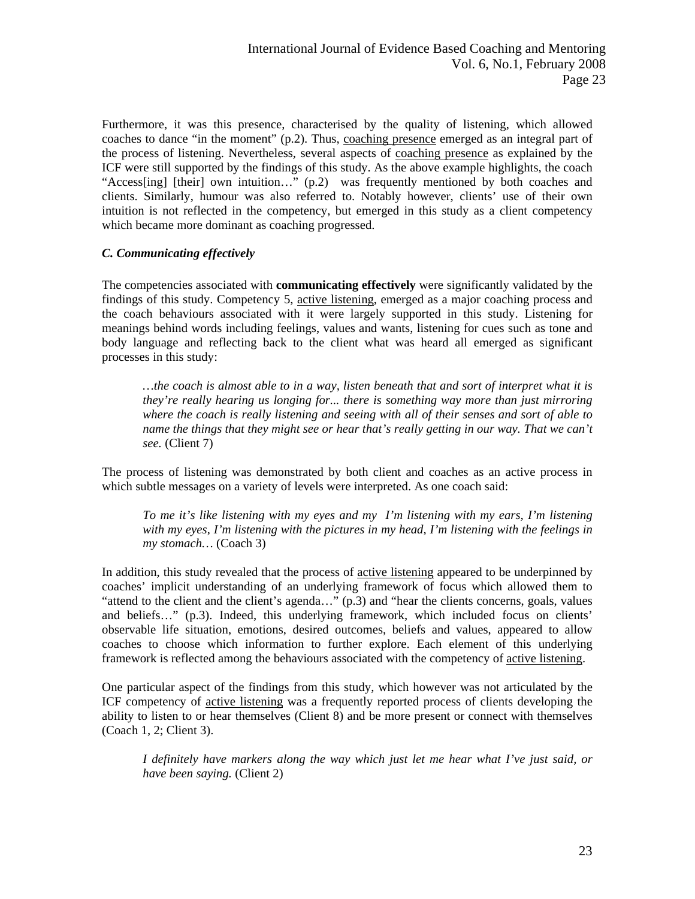Furthermore, it was this presence, characterised by the quality of listening, which allowed coaches to dance "in the moment" (p.2). Thus, coaching presence emerged as an integral part of the process of listening. Nevertheless, several aspects of coaching presence as explained by the ICF were still supported by the findings of this study. As the above example highlights, the coach "Access[ing] [their] own intuition…" (p.2) was frequently mentioned by both coaches and clients. Similarly, humour was also referred to. Notably however, clients' use of their own intuition is not reflected in the competency, but emerged in this study as a client competency which became more dominant as coaching progressed.

### *C. Communicating effectively*

The competencies associated with **communicating effectively** were significantly validated by the findings of this study. Competency 5, active listening, emerged as a major coaching process and the coach behaviours associated with it were largely supported in this study. Listening for meanings behind words including feelings, values and wants, listening for cues such as tone and body language and reflecting back to the client what was heard all emerged as significant processes in this study:

> *…the coach is almost able to in a way, listen beneath that and sort of interpret what it is they're really hearing us longing for... there is something way more than just mirroring where the coach is really listening and seeing with all of their senses and sort of able to name the things that they might see or hear that's really getting in our way. That we can't see.* (Client 7)

The process of listening was demonstrated by both client and coaches as an active process in which subtle messages on a variety of levels were interpreted. As one coach said:

> *To me it's like listening with my eyes and my I'm listening with my ears, I'm listening with my eyes, I'm listening with the pictures in my head, I'm listening with the feelings in my stomach…* (Coach 3)

In addition, this study revealed that the process of active listening appeared to be underpinned by coaches' implicit understanding of an underlying framework of focus which allowed them to "attend to the client and the client's agenda…" (p.3) and "hear the clients concerns, goals, values and beliefs…" (p.3). Indeed, this underlying framework, which included focus on clients' observable life situation, emotions, desired outcomes, beliefs and values, appeared to allow coaches to choose which information to further explore. Each element of this underlying framework is reflected among the behaviours associated with the competency of active listening.

One particular aspect of the findings from this study, which however was not articulated by the ICF competency of active listening was a frequently reported process of clients developing the ability to listen to or hear themselves (Client 8) and be more present or connect with themselves (Coach 1, 2; Client 3).

> *I definitely have markers along the way which just let me hear what I've just said, or have been saying.* (Client 2)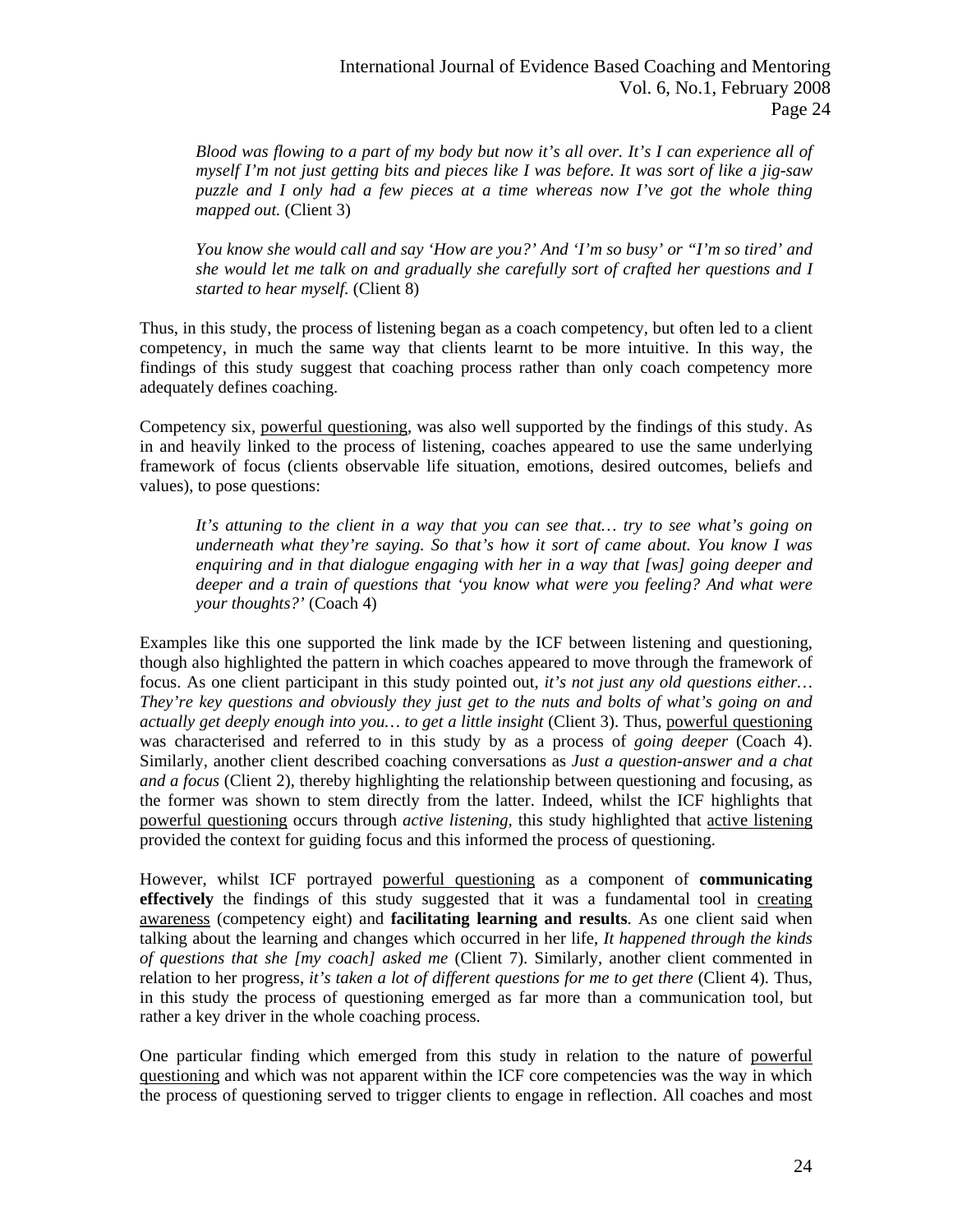> *Blood was flowing to a part of my body but now it's all over. It's I can experience all of myself I'm not just getting bits and pieces like I was before. It was sort of like a jig-saw puzzle and I only had a few pieces at a time whereas now I've got the whole thing mapped out.* (Client 3)

> *You know she would call and say 'How are you?' And 'I'm so busy' or "I'm so tired' and she would let me talk on and gradually she carefully sort of crafted her questions and I started to hear myself.* (Client 8)

Thus, in this study, the process of listening began as a coach competency, but often led to a client competency, in much the same way that clients learnt to be more intuitive. In this way, the findings of this study suggest that coaching process rather than only coach competency more adequately defines coaching.

Competency six, <u>powerful questioning</u>, was also well supported by the findings of this study. As in and heavily linked to the process of listening, coaches appeared to use the same underlying framework of focus (clients observable life situation, emotions, desired outcomes, beliefs and values), to pose questions:

> *It's attuning to the client in a way that you can see that… try to see what's going on underneath what they're saying. So that's how it sort of came about. You know I was enquiring and in that dialogue engaging with her in a way that [was] going deeper and deeper and a train of questions that 'you know what were you feeling? And what were your thoughts?'* (Coach 4)

Examples like this one supported the link made by the ICF between listening and questioning, though also highlighted the pattern in which coaches appeared to move through the framework of focus. As one client participant in this study pointed out, *it's not just any old questions either… They're key questions and obviously they just get to the nuts and bolts of what's going on and actually get deeply enough into you… to get a little insight* (Client 3). Thus, <u>powerful questioning</u> was characterised and referred to in this study by as a process of *going deeper* (Coach 4). Similarly, another client described coaching conversations as *Just a question-answer and a chat and a focus* (Client 2), thereby highlighting the relationship between questioning and focusing, as the former was shown to stem directly from the latter. Indeed, whilst the ICF highlights that <u>powerful questioning</u> occurs through *active listening*, this study highlighted that <u>active listening</u> provided the context for guiding focus and this informed the process of questioning.

However, whilst ICF portrayed <u>powerful questioning</u> as a component of **communicating effectively** the findings of this study suggested that it was a fundamental tool in <u>creating awareness</u> (competency eight) and **facilitating learning and results**. As one client said when talking about the learning and changes which occurred in her life, *It happened through the kinds of questions that she [my coach] asked me* (Client 7). Similarly, another client commented in relation to her progress, *it's taken a lot of different questions for me to get there* (Client 4). Thus, in this study the process of questioning emerged as far more than a communication tool, but rather a key driver in the whole coaching process.

One particular finding which emerged from this study in relation to the nature of <u>powerful questioning</u> and which was not apparent within the ICF core competencies was the way in which the process of questioning served to trigger clients to engage in reflection. All coaches and most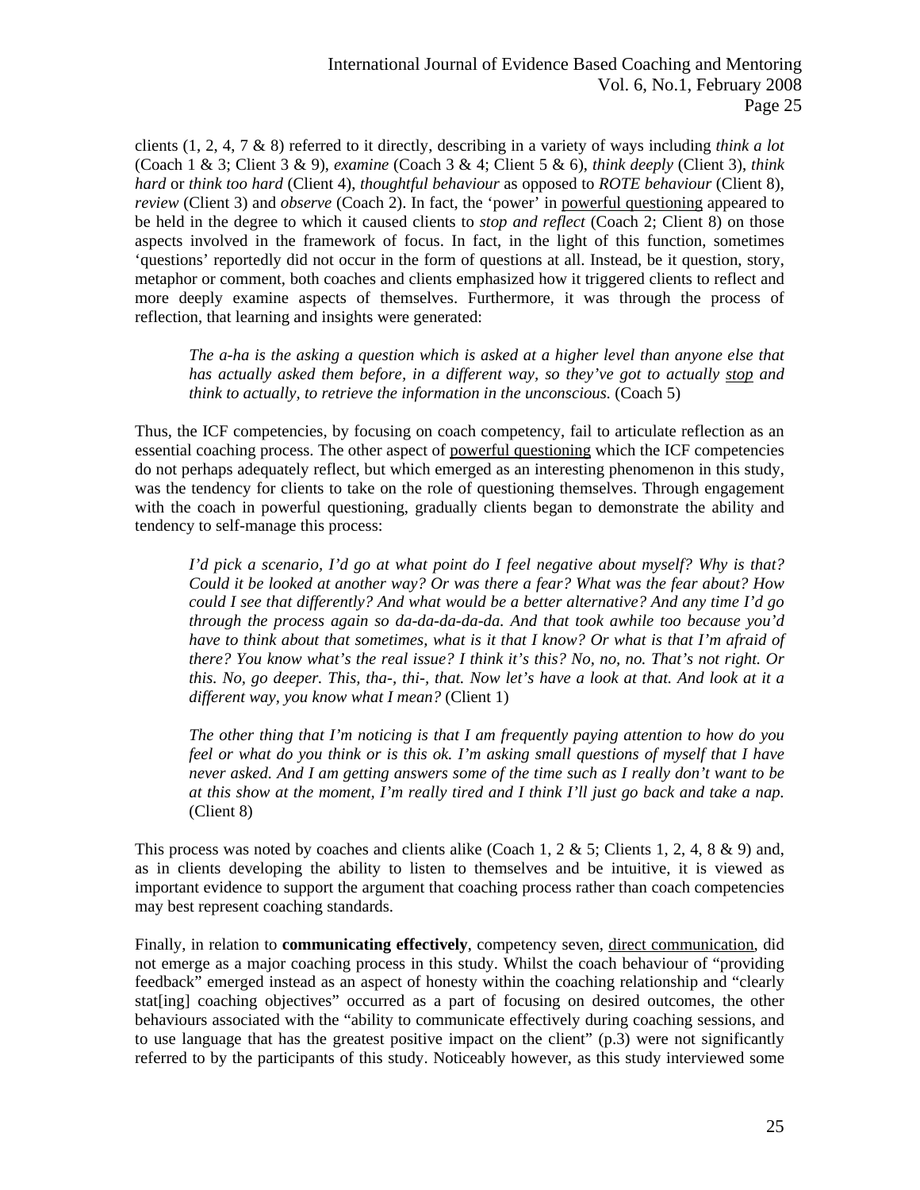clients (1, 2, 4, 7 & 8) referred to it directly, describing in a variety of ways including *think a lot* (Coach 1 & 3; Client 3 & 9), *examine* (Coach 3 & 4; Client 5 & 6), *think deeply* (Client 3), *think hard* or *think too hard* (Client 4), *thoughtful behaviour* as opposed to *ROTE behaviour* (Client 8), *review* (Client 3) and *observe* (Coach 2). In fact, the 'power' in powerful questioning appeared to be held in the degree to which it caused clients to *stop and reflect* (Coach 2; Client 8) on those aspects involved in the framework of focus. In fact, in the light of this function, sometimes 'questions' reportedly did not occur in the form of questions at all. Instead, be it question, story, metaphor or comment, both coaches and clients emphasized how it triggered clients to reflect and more deeply examine aspects of themselves. Furthermore, it was through the process of reflection, that learning and insights were generated:

> *The a-ha is the asking a question which is asked at a higher level than anyone else that has actually asked them before, in a different way, so they've got to actually stop and think to actually, to retrieve the information in the unconscious.* (Coach 5)

Thus, the ICF competencies, by focusing on coach competency, fail to articulate reflection as an essential coaching process. The other aspect of powerful questioning which the ICF competencies do not perhaps adequately reflect, but which emerged as an interesting phenomenon in this study, was the tendency for clients to take on the role of questioning themselves. Through engagement with the coach in powerful questioning, gradually clients began to demonstrate the ability and tendency to self-manage this process:

> *I'd pick a scenario, I'd go at what point do I feel negative about myself? Why is that? Could it be looked at another way? Or was there a fear? What was the fear about? How could I see that differently? And what would be a better alternative? And any time I'd go through the process again so da-da-da-da-da. And that took awhile too because you'd have to think about that sometimes, what is it that I know? Or what is that I'm afraid of there? You know what's the real issue? I think it's this? No, no, no. That's not right. Or this. No, go deeper. This, tha-, thi-, that. Now let's have a look at that. And look at it a different way, you know what I mean?* (Client 1)

> *The other thing that I'm noticing is that I am frequently paying attention to how do you feel or what do you think or is this ok. I'm asking small questions of myself that I have never asked. And I am getting answers some of the time such as I really don't want to be at this show at the moment, I'm really tired and I think I'll just go back and take a nap.* (Client 8)

This process was noted by coaches and clients alike (Coach 1, 2 & 5; Clients 1, 2, 4, 8 & 9) and, as in clients developing the ability to listen to themselves and be intuitive, it is viewed as important evidence to support the argument that coaching process rather than coach competencies may best represent coaching standards.

Finally, in relation to **communicating effectively**, competency seven, direct communication, did not emerge as a major coaching process in this study. Whilst the coach behaviour of "providing feedback" emerged instead as an aspect of honesty within the coaching relationship and "clearly stat[ing] coaching objectives" occurred as a part of focusing on desired outcomes, the other behaviours associated with the "ability to communicate effectively during coaching sessions, and to use language that has the greatest positive impact on the client" (p.3) were not significantly referred to by the participants of this study. Noticeably however, as this study interviewed some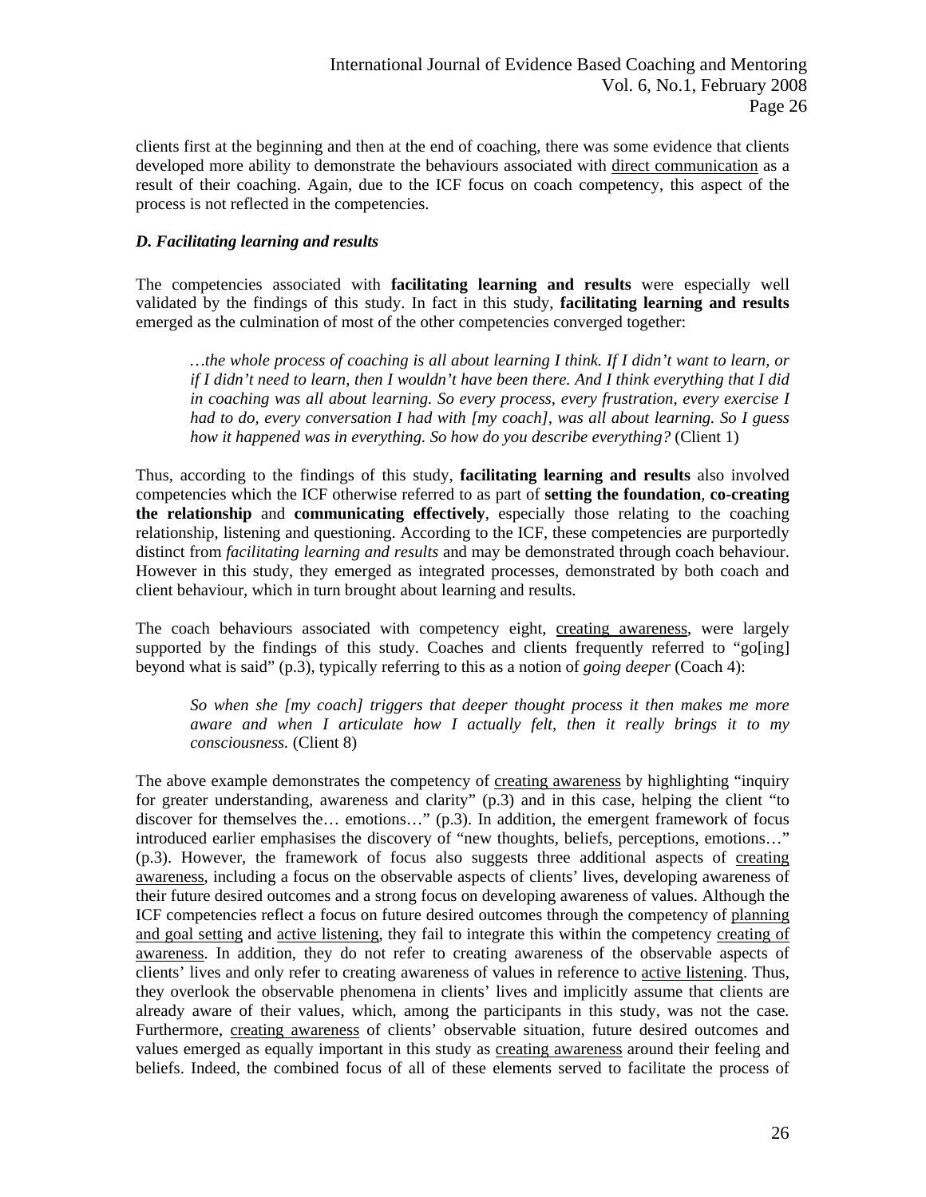clients first at the beginning and then at the end of coaching, there was some evidence that clients developed more ability to demonstrate the behaviours associated with direct communication as a result of their coaching. Again, due to the ICF focus on coach competency, this aspect of the process is not reflected in the competencies.

### *D. Facilitating learning and results*

The competencies associated with **facilitating learning and results** were especially well validated by the findings of this study. In fact in this study, **facilitating learning and results** emerged as the culmination of most of the other competencies converged together:

> *…the whole process of coaching is all about learning I think. If I didn't want to learn, or if I didn't need to learn, then I wouldn't have been there. And I think everything that I did in coaching was all about learning. So every process, every frustration, every exercise I had to do, every conversation I had with [my coach], was all about learning. So I guess how it happened was in everything. So how do you describe everything?* (Client 1)

Thus, according to the findings of this study, **facilitating learning and results** also involved competencies which the ICF otherwise referred to as part of **setting the foundation**, **co-creating the relationship** and **communicating effectively**, especially those relating to the coaching relationship, listening and questioning. According to the ICF, these competencies are purportedly distinct from *facilitating learning and results* and may be demonstrated through coach behaviour. However in this study, they emerged as integrated processes, demonstrated by both coach and client behaviour, which in turn brought about learning and results.

The coach behaviours associated with competency eight, creating awareness, were largely supported by the findings of this study. Coaches and clients frequently referred to "go[ing] beyond what is said" (p.3), typically referring to this as a notion of *going deeper* (Coach 4):

> *So when she [my coach] triggers that deeper thought process it then makes me more aware and when I articulate how I actually felt, then it really brings it to my consciousness.* (Client 8)

The above example demonstrates the competency of creating awareness by highlighting "inquiry for greater understanding, awareness and clarity" (p.3) and in this case, helping the client "to discover for themselves the… emotions…" (p.3). In addition, the emergent framework of focus introduced earlier emphasises the discovery of "new thoughts, beliefs, perceptions, emotions…" (p.3). However, the framework of focus also suggests three additional aspects of creating awareness, including a focus on the observable aspects of clients' lives, developing awareness of their future desired outcomes and a strong focus on developing awareness of values. Although the ICF competencies reflect a focus on future desired outcomes through the competency of planning and goal setting and active listening, they fail to integrate this within the competency creating of awareness. In addition, they do not refer to creating awareness of the observable aspects of clients' lives and only refer to creating awareness of values in reference to active listening. Thus, they overlook the observable phenomena in clients' lives and implicitly assume that clients are already aware of their values, which, among the participants in this study, was not the case. Furthermore, creating awareness of clients' observable situation, future desired outcomes and values emerged as equally important in this study as creating awareness around their feeling and beliefs. Indeed, the combined focus of all of these elements served to facilitate the process of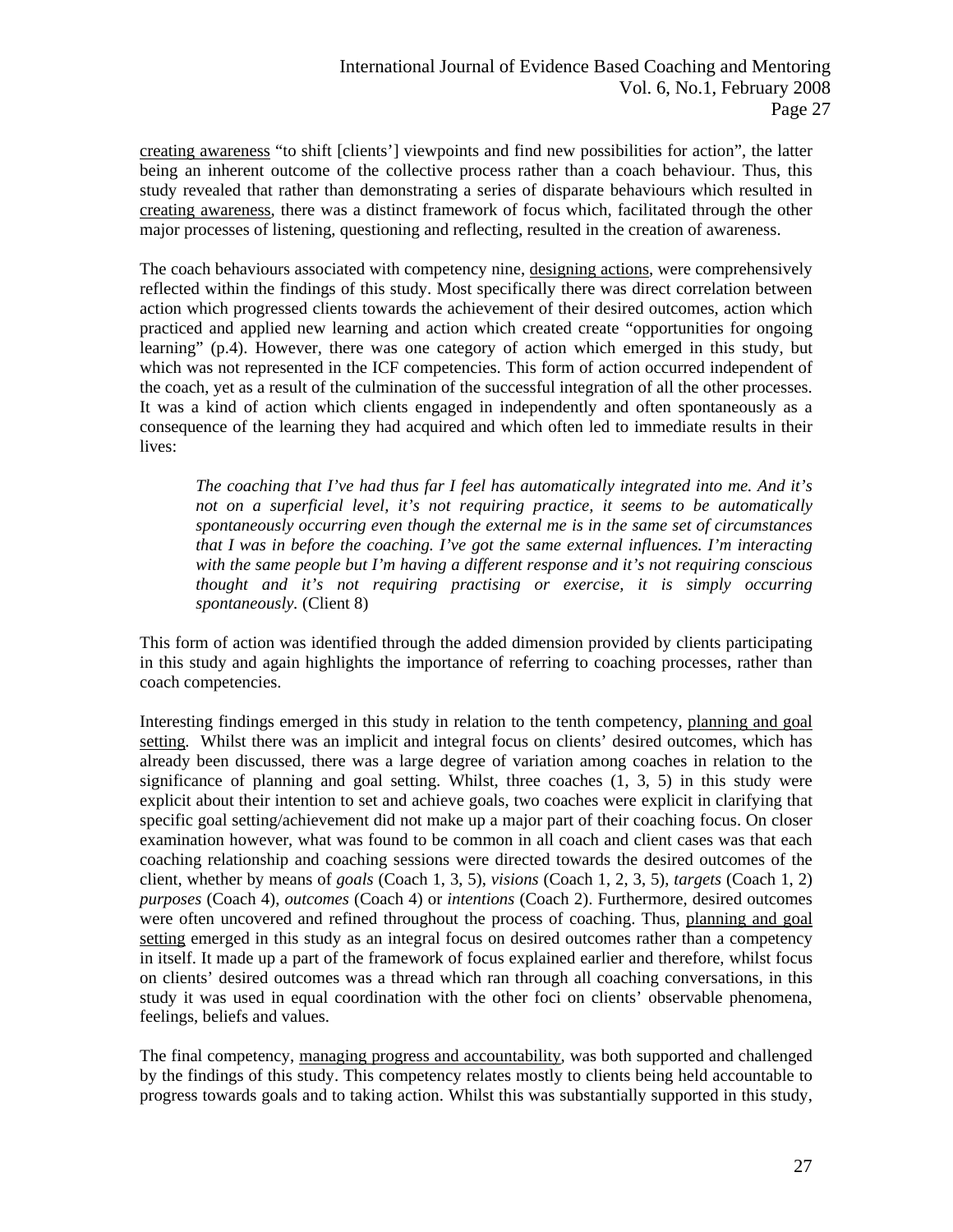creating awareness "to shift [clients'] viewpoints and find new possibilities for action", the latter being an inherent outcome of the collective process rather than a coach behaviour. Thus, this study revealed that rather than demonstrating a series of disparate behaviours which resulted in creating awareness, there was a distinct framework of focus which, facilitated through the other major processes of listening, questioning and reflecting, resulted in the creation of awareness.

The coach behaviours associated with competency nine, designing actions, were comprehensively reflected within the findings of this study. Most specifically there was direct correlation between action which progressed clients towards the achievement of their desired outcomes, action which practiced and applied new learning and action which created create "opportunities for ongoing learning" (p.4). However, there was one category of action which emerged in this study, but which was not represented in the ICF competencies. This form of action occurred independent of the coach, yet as a result of the culmination of the successful integration of all the other processes. It was a kind of action which clients engaged in independently and often spontaneously as a consequence of the learning they had acquired and which often led to immediate results in their lives:

> *The coaching that I've had thus far I feel has automatically integrated into me. And it's not on a superficial level, it's not requiring practice, it seems to be automatically spontaneously occurring even though the external me is in the same set of circumstances that I was in before the coaching. I've got the same external influences. I'm interacting with the same people but I'm having a different response and it's not requiring conscious thought and it's not requiring practising or exercise, it is simply occurring spontaneously.* (Client 8)

This form of action was identified through the added dimension provided by clients participating in this study and again highlights the importance of referring to coaching processes, rather than coach competencies.

Interesting findings emerged in this study in relation to the tenth competency, planning and goal setting. Whilst there was an implicit and integral focus on clients' desired outcomes, which has already been discussed, there was a large degree of variation among coaches in relation to the significance of planning and goal setting. Whilst, three coaches (1, 3, 5) in this study were explicit about their intention to set and achieve goals, two coaches were explicit in clarifying that specific goal setting/achievement did not make up a major part of their coaching focus. On closer examination however, what was found to be common in all coach and client cases was that each coaching relationship and coaching sessions were directed towards the desired outcomes of the client, whether by means of *goals* (Coach 1, 3, 5), *visions* (Coach 1, 2, 3, 5), *targets* (Coach 1, 2) *purposes* (Coach 4), *outcomes* (Coach 4) or *intentions* (Coach 2). Furthermore, desired outcomes were often uncovered and refined throughout the process of coaching. Thus, planning and goal setting emerged in this study as an integral focus on desired outcomes rather than a competency in itself. It made up a part of the framework of focus explained earlier and therefore, whilst focus on clients' desired outcomes was a thread which ran through all coaching conversations, in this study it was used in equal coordination with the other foci on clients' observable phenomena, feelings, beliefs and values.

The final competency, managing progress and accountability, was both supported and challenged by the findings of this study. This competency relates mostly to clients being held accountable to progress towards goals and to taking action. Whilst this was substantially supported in this study,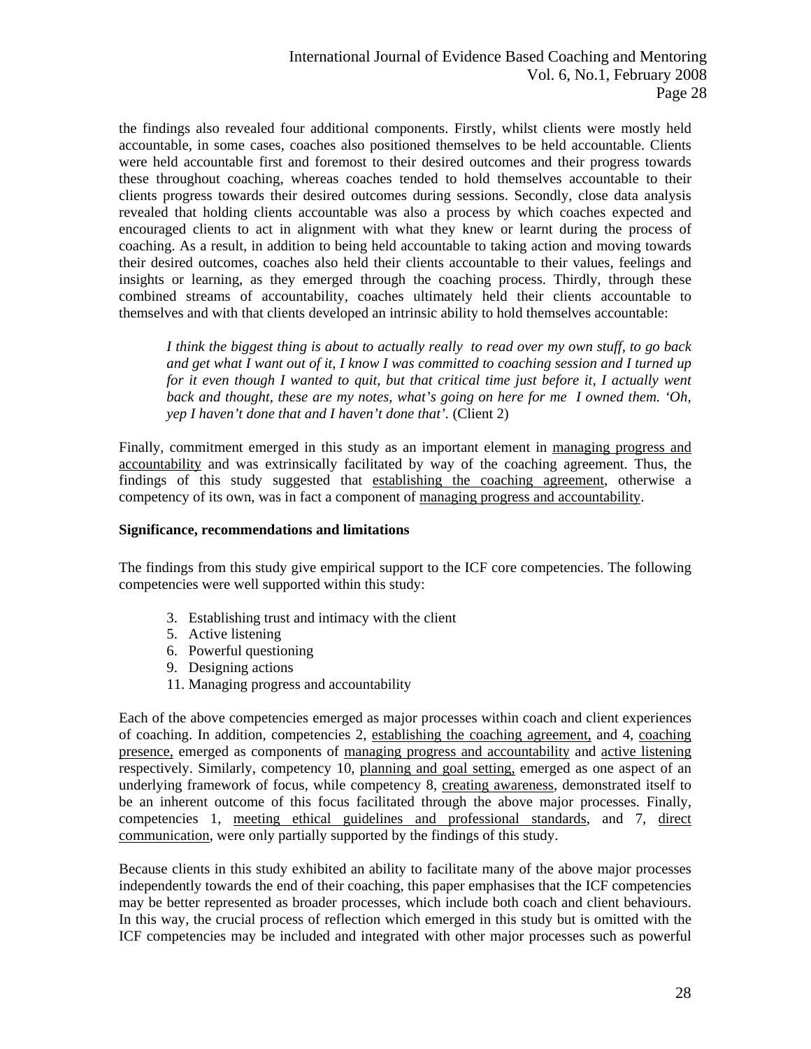the findings also revealed four additional components. Firstly, whilst clients were mostly held accountable, in some cases, coaches also positioned themselves to be held accountable. Clients were held accountable first and foremost to their desired outcomes and their progress towards these throughout coaching, whereas coaches tended to hold themselves accountable to their clients progress towards their desired outcomes during sessions. Secondly, close data analysis revealed that holding clients accountable was also a process by which coaches expected and encouraged clients to act in alignment with what they knew or learnt during the process of coaching. As a result, in addition to being held accountable to taking action and moving towards their desired outcomes, coaches also held their clients accountable to their values, feelings and insights or learning, as they emerged through the coaching process. Thirdly, through these combined streams of accountability, coaches ultimately held their clients accountable to themselves and with that clients developed an intrinsic ability to hold themselves accountable:

> *I think the biggest thing is about to actually really to read over my own stuff, to go back and get what I want out of it, I know I was committed to coaching session and I turned up for it even though I wanted to quit, but that critical time just before it, I actually went back and thought, these are my notes, what's going on here for me I owned them. 'Oh, yep I haven't done that and I haven't done that'.* (Client 2)

Finally, commitment emerged in this study as an important element in managing progress and accountability and was extrinsically facilitated by way of the coaching agreement. Thus, the findings of this study suggested that establishing the coaching agreement, otherwise a competency of its own, was in fact a component of managing progress and accountability.

**Significance, recommendations and limitations**

The findings from this study give empirical support to the ICF core competencies. The following competencies were well supported within this study:

3. Establishing trust and intimacy with the client
5. Active listening
6. Powerful questioning
9. Designing actions
11. Managing progress and accountability

Each of the above competencies emerged as major processes within coach and client experiences of coaching. In addition, competencies 2, establishing the coaching agreement, and 4, coaching presence, emerged as components of managing progress and accountability and active listening respectively. Similarly, competency 10, planning and goal setting, emerged as one aspect of an underlying framework of focus, while competency 8, creating awareness, demonstrated itself to be an inherent outcome of this focus facilitated through the above major processes. Finally, competencies 1, meeting ethical guidelines and professional standards, and 7, direct communication, were only partially supported by the findings of this study.

Because clients in this study exhibited an ability to facilitate many of the above major processes independently towards the end of their coaching, this paper emphasises that the ICF competencies may be better represented as broader processes, which include both coach and client behaviours. In this way, the crucial process of reflection which emerged in this study but is omitted with the ICF competencies may be included and integrated with other major processes such as powerful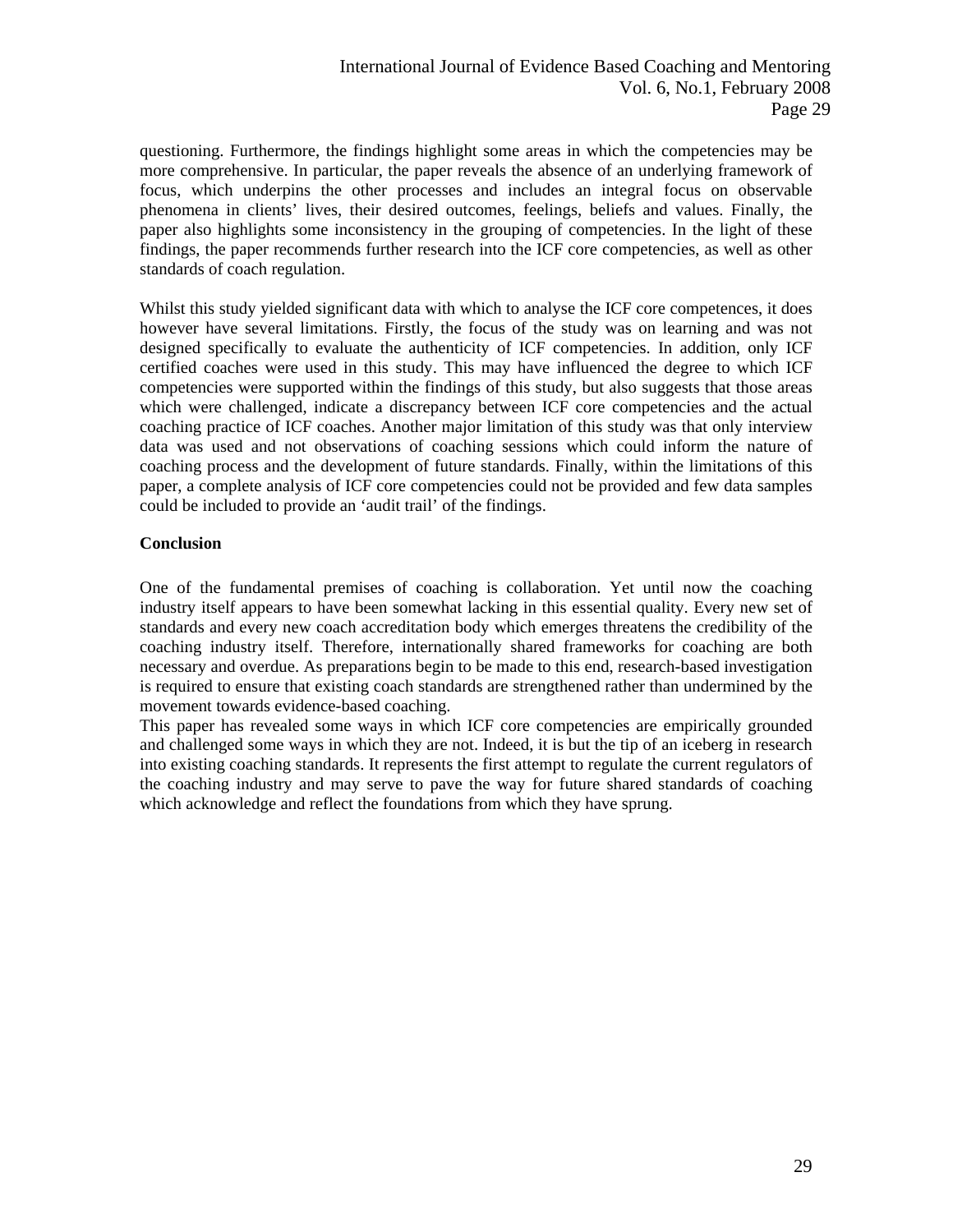questioning. Furthermore, the findings highlight some areas in which the competencies may be more comprehensive. In particular, the paper reveals the absence of an underlying framework of focus, which underpins the other processes and includes an integral focus on observable phenomena in clients' lives, their desired outcomes, feelings, beliefs and values. Finally, the paper also highlights some inconsistency in the grouping of competencies. In the light of these findings, the paper recommends further research into the ICF core competencies, as well as other standards of coach regulation.

Whilst this study yielded significant data with which to analyse the ICF core competences, it does however have several limitations. Firstly, the focus of the study was on learning and was not designed specifically to evaluate the authenticity of ICF competencies. In addition, only ICF certified coaches were used in this study. This may have influenced the degree to which ICF competencies were supported within the findings of this study, but also suggests that those areas which were challenged, indicate a discrepancy between ICF core competencies and the actual coaching practice of ICF coaches. Another major limitation of this study was that only interview data was used and not observations of coaching sessions which could inform the nature of coaching process and the development of future standards. Finally, within the limitations of this paper, a complete analysis of ICF core competencies could not be provided and few data samples could be included to provide an 'audit trail' of the findings.

**Conclusion**

One of the fundamental premises of coaching is collaboration. Yet until now the coaching industry itself appears to have been somewhat lacking in this essential quality. Every new set of standards and every new coach accreditation body which emerges threatens the credibility of the coaching industry itself. Therefore, internationally shared frameworks for coaching are both necessary and overdue. As preparations begin to be made to this end, research-based investigation is required to ensure that existing coach standards are strengthened rather than undermined by the movement towards evidence-based coaching.

This paper has revealed some ways in which ICF core competencies are empirically grounded and challenged some ways in which they are not. Indeed, it is but the tip of an iceberg in research into existing coaching standards. It represents the first attempt to regulate the current regulators of the coaching industry and may serve to pave the way for future shared standards of coaching which acknowledge and reflect the foundations from which they have sprung.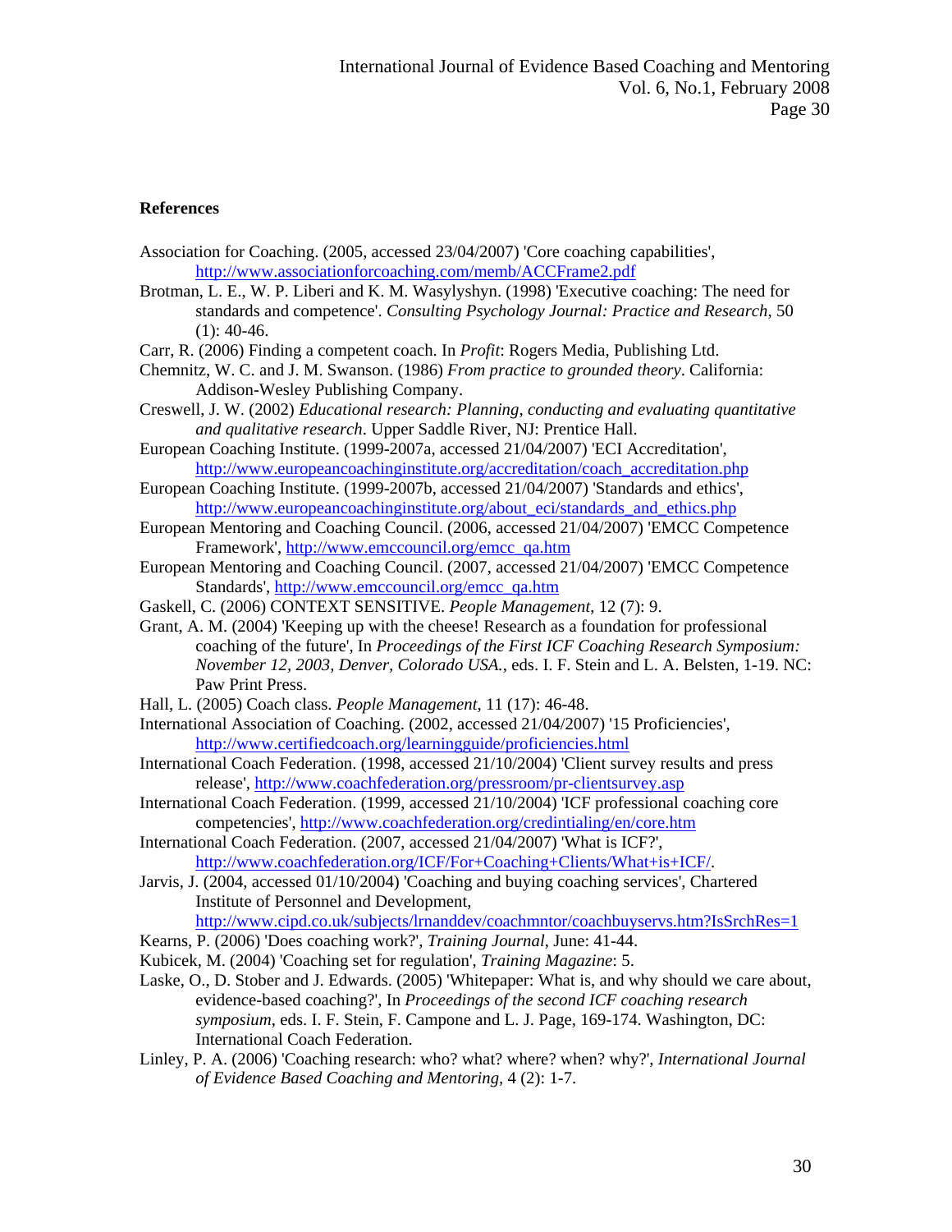**References**

Association for Coaching. (2005, accessed 23/04/2007) 'Core coaching capabilities', http://www.associationforcoaching.com/memb/ACCFrame2.pdf

Brotman, L. E., W. P. Liberi and K. M. Wasylyshyn. (1998) 'Executive coaching: The need for standards and competence'. *Consulting Psychology Journal: Practice and Research*, 50 (1): 40-46.

Carr, R. (2006) Finding a competent coach. In *Profit*: Rogers Media, Publishing Ltd.

Chemnitz, W. C. and J. M. Swanson. (1986) *From practice to grounded theory*. California: Addison-Wesley Publishing Company.

Creswell, J. W. (2002) *Educational research: Planning, conducting and evaluating quantitative and qualitative research*. Upper Saddle River, NJ: Prentice Hall.

European Coaching Institute. (1999-2007a, accessed 21/04/2007) 'ECI Accreditation', http://www.europeancoachinginstitute.org/accreditation/coach_accreditation.php

European Coaching Institute. (1999-2007b, accessed 21/04/2007) 'Standards and ethics', http://www.europeancoachinginstitute.org/about_eci/standards_and_ethics.php

European Mentoring and Coaching Council. (2006, accessed 21/04/2007) 'EMCC Competence Framework', http://www.emccouncil.org/emcc_qa.htm

European Mentoring and Coaching Council. (2007, accessed 21/04/2007) 'EMCC Competence Standards', http://www.emccouncil.org/emcc_qa.htm

Gaskell, C. (2006) CONTEXT SENSITIVE. *People Management*, 12 (7): 9.

Grant, A. M. (2004) 'Keeping up with the cheese! Research as a foundation for professional coaching of the future', In *Proceedings of the First ICF Coaching Research Symposium: November 12, 2003, Denver, Colorado USA.*, eds. I. F. Stein and L. A. Belsten, 1-19. NC: Paw Print Press.

Hall, L. (2005) Coach class. *People Management*, 11 (17): 46-48.

International Association of Coaching. (2002, accessed 21/04/2007) '15 Proficiencies', http://www.certifiedcoach.org/learningguide/proficiencies.html

International Coach Federation. (1998, accessed 21/10/2004) 'Client survey results and press release', http://www.coachfederation.org/pressroom/pr-clientsurvey.asp

International Coach Federation. (1999, accessed 21/10/2004) 'ICF professional coaching core competencies', http://www.coachfederation.org/credintialing/en/core.htm

International Coach Federation. (2007, accessed 21/04/2007) 'What is ICF?', http://www.coachfederation.org/ICF/For+Coaching+Clients/What+is+ICF/.

Jarvis, J. (2004, accessed 01/10/2004) 'Coaching and buying coaching services', Chartered Institute of Personnel and Development, http://www.cipd.co.uk/subjects/lrnanddev/coachmntor/coachbuyservs.htm?IsSrchRes=1

Kearns, P. (2006) 'Does coaching work?', *Training Journal*, June: 41-44.

Kubicek, M. (2004) 'Coaching set for regulation', *Training Magazine*: 5.

Laske, O., D. Stober and J. Edwards. (2005) 'Whitepaper: What is, and why should we care about, evidence-based coaching?', In *Proceedings of the second ICF coaching research symposium*, eds. I. F. Stein, F. Campone and L. J. Page, 169-174. Washington, DC: International Coach Federation.

Linley, P. A. (2006) 'Coaching research: who? what? where? when? why?', *International Journal of Evidence Based Coaching and Mentoring*, 4 (2): 1-7.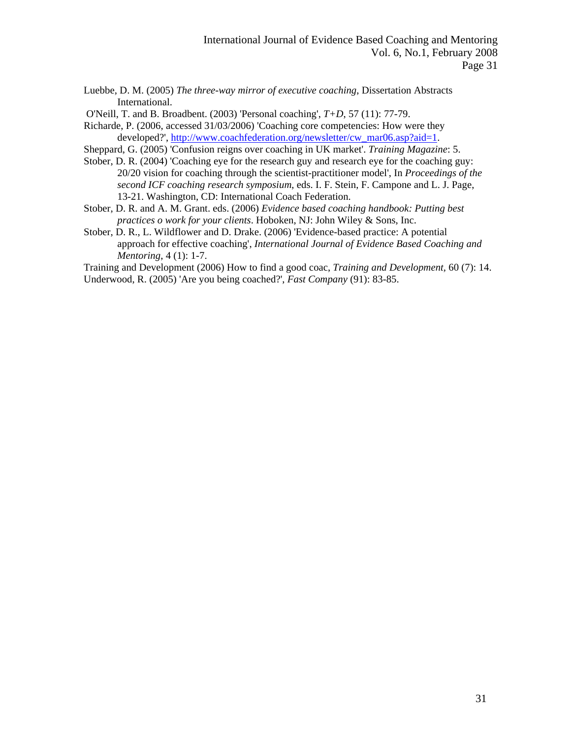Luebbe, D. M. (2005) *The three-way mirror of executive coaching*, Dissertation Abstracts International.

O'Neill, T. and B. Broadbent. (2003) 'Personal coaching', *T+D*, 57 (11): 77-79.

Richarde, P. (2006, accessed 31/03/2006) 'Coaching core competencies: How were they developed?', http://www.coachfederation.org/newsletter/cw_mar06.asp?aid=1.

Sheppard, G. (2005) 'Confusion reigns over coaching in UK market'. *Training Magazine*: 5.

Stober, D. R. (2004) 'Coaching eye for the research guy and research eye for the coaching guy: 20/20 vision for coaching through the scientist-practitioner model', In *Proceedings of the second ICF coaching research symposium*, eds. I. F. Stein, F. Campone and L. J. Page, 13-21. Washington, CD: International Coach Federation.

Stober, D. R. and A. M. Grant. eds. (2006) *Evidence based coaching handbook: Putting best practices o work for your clients*. Hoboken, NJ: John Wiley & Sons, Inc.

Stober, D. R., L. Wildflower and D. Drake. (2006) 'Evidence-based practice: A potential approach for effective coaching', *International Journal of Evidence Based Coaching and Mentoring*, 4 (1): 1-7.

Training and Development (2006) How to find a good coac, *Training and Development*, 60 (7): 14.

Underwood, R. (2005) 'Are you being coached?', *Fast Company* (91): 83-85.